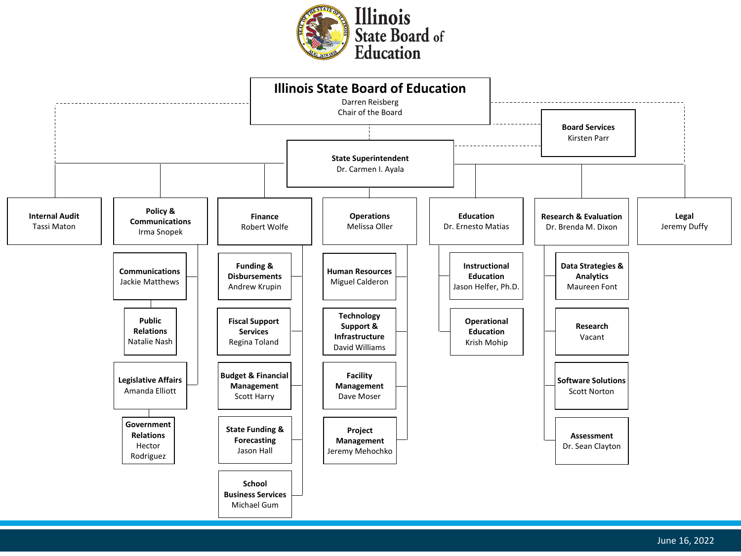# Illinois State Board of Education

## Illinois State Board of Education
Darren Reisberg
Chair of the Board

**Board Services**
Kirsten Parr

**State Superintendent**
Dr. Carmen I. Ayala

- **Internal Audit**
  Tassi Maton
- **Policy & Communications**
  Irma Snopek
  - **Communications**
    Jackie Matthews
    - **Public Relations**
      Natalie Nash
  - **Legislative Affairs**
    Amanda Elliott
    - **Government Relations**
      Hector Rodriguez
- **Finance**
  Robert Wolfe
  - **Funding & Disbursements**
    Andrew Krupin
  - **Fiscal Support Services**
    Regina Toland
  - **Budget & Financial Management**
    Scott Harry
  - **State Funding & Forecasting**
    Jason Hall
  - **School Business Services**
    Michael Gum
- **Operations**
  Melissa Oller
  - **Human Resources**
    Miguel Calderon
  - **Technology Support & Infrastructure**
    David Williams
  - **Facility Management**
    Dave Moser
  - **Project Management**
    Jeremy Mehochko
- **Education**
  Dr. Ernesto Matias
  - **Instructional Education**
    Jason Helfer, Ph.D.
  - **Operational Education**
    Krish Mohip
- **Research & Evaluation**
  Dr. Brenda M. Dixon
  - **Data Strategies & Analytics**
    Maureen Font
  - **Research**
    Vacant
  - **Software Solutions**
    Scott Norton
  - **Assessment**
    Dr. Sean Clayton
- **Legal**
  Jeremy Duffy

June 16, 2022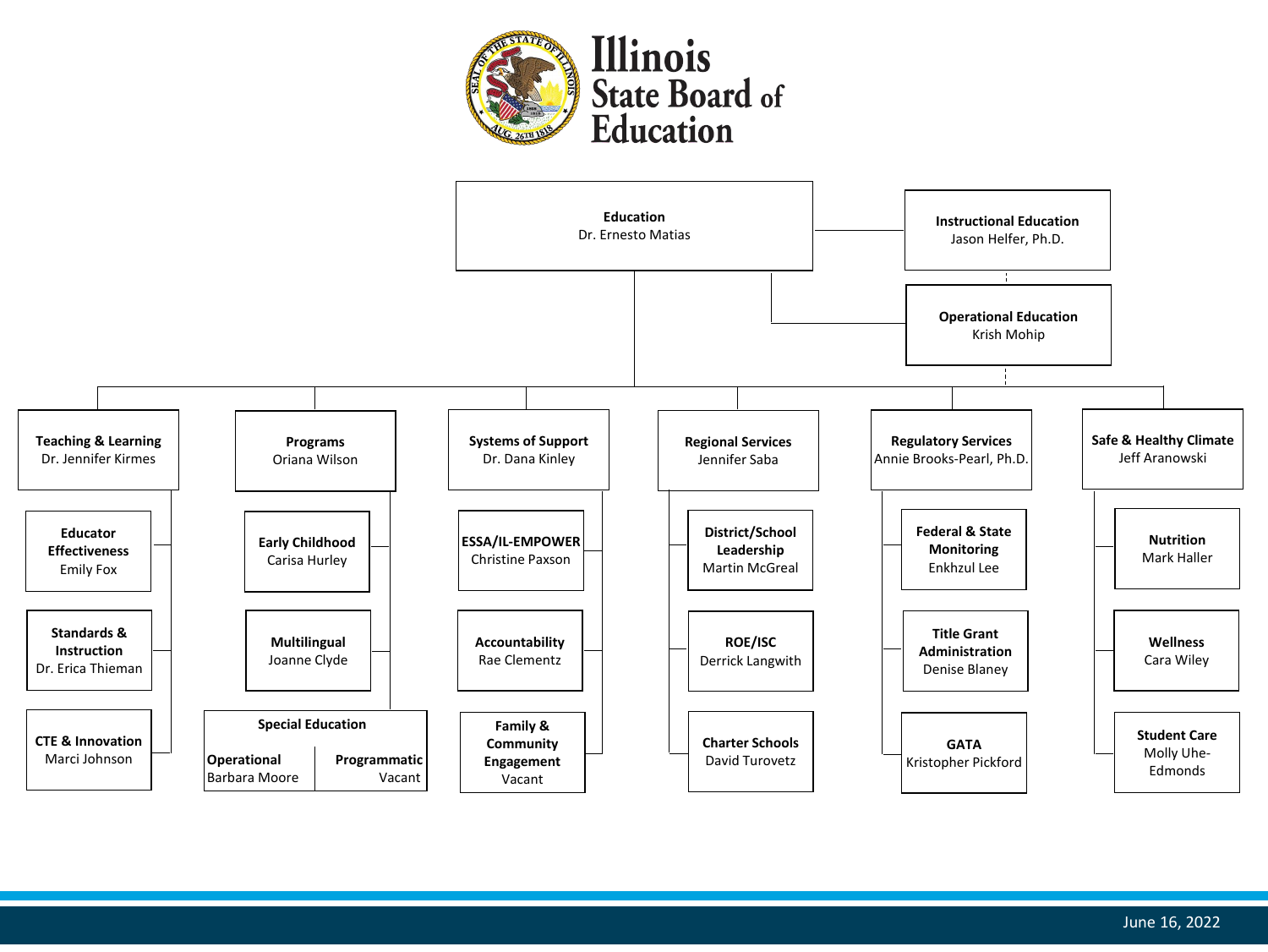# Illinois State Board of Education

**Education**
Dr. Ernesto Matias

**Instructional Education**
Jason Helfer, Ph.D.

**Operational Education**
Krish Mohip

**Teaching & Learning**
Dr. Jennifer Kirmes

- **Educator Effectiveness**
  Emily Fox
- **Standards & Instruction**
  Dr. Erica Thieman
- **CTE & Innovation**
  Marci Johnson

**Programs**
Oriana Wilson

- **Early Childhood**
  Carisa Hurley
- **Multilingual**
  Joanne Clyde
- **Special Education**
  - **Operational**
    Barbara Moore
  - **Programmatic**
    Vacant

**Systems of Support**
Dr. Dana Kinley

- **ESSA/IL-EMPOWER**
  Christine Paxson
- **Accountability**
  Rae Clementz
- **Family & Community Engagement**
  Vacant

**Regional Services**
Jennifer Saba

- **District/School Leadership**
  Martin McGreal
- **ROE/ISC**
  Derrick Langwith
- **Charter Schools**
  David Turovetz

**Regulatory Services**
Annie Brooks-Pearl, Ph.D.

- **Federal & State Monitoring**
  Enkhzul Lee
- **Title Grant Administration**
  Denise Blaney
- **GATA**
  Kristopher Pickford

**Safe & Healthy Climate**
Jeff Aranowski

- **Nutrition**
  Mark Haller
- **Wellness**
  Cara Wiley
- **Student Care**
  Molly Uhe-Edmonds

June 16, 2022